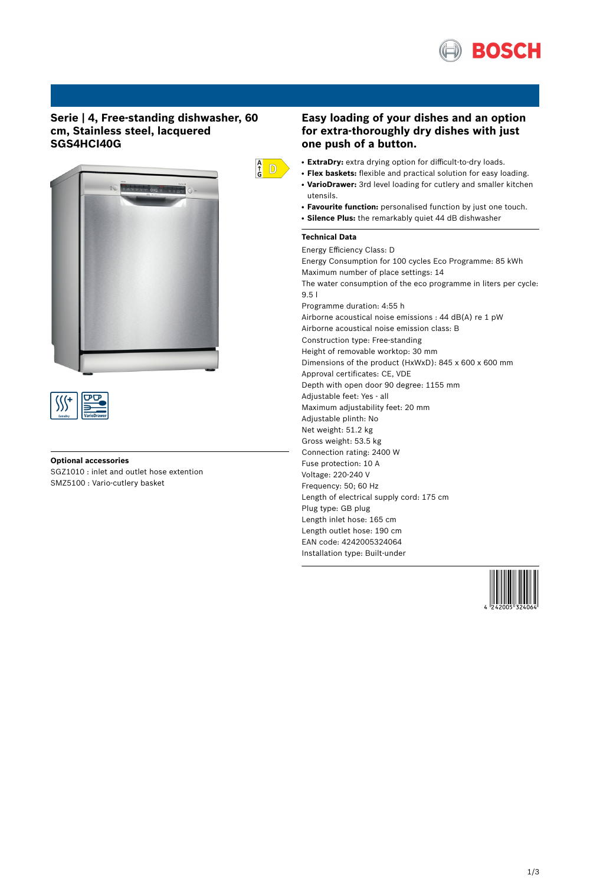## Serie | 4, Free-standing dishwasher, 60 cm, Stainless steel, lacquered SGS4HCI40G

### Optional accessories

SGZ1010 : inlet and outlet hose extention
SMZ5100 : Vario-cutlery basket

## Easy loading of your dishes and an option for extra-thoroughly dry dishes with just one push of a button.

- **ExtraDry:** extra drying option for difficult-to-dry loads.
- **Flex baskets:** flexible and practical solution for easy loading.
- **VarioDrawer:** 3rd level loading for cutlery and smaller kitchen utensils.
- **Favourite function:** personalised function by just one touch.
- **Silence Plus:** the remarkably quiet 44 dB dishwasher

### Technical Data

Energy Efficiency Class: D
Energy Consumption for 100 cycles Eco Programme: 85 kWh
Maximum number of place settings: 14
The water consumption of the eco programme in liters per cycle: 9.5 l
Programme duration: 4:55 h
Airborne acoustical noise emissions : 44 dB(A) re 1 pW
Airborne acoustical noise emission class: B
Construction type: Free-standing
Height of removable worktop: 30 mm
Dimensions of the product (HxWxD): 845 x 600 x 600 mm
Approval certificates: CE, VDE
Depth with open door 90 degree: 1155 mm
Adjustable feet: Yes - all
Maximum adjustability feet: 20 mm
Adjustable plinth: No
Net weight: 51.2 kg
Gross weight: 53.5 kg
Connection rating: 2400 W
Fuse protection: 10 A
Voltage: 220-240 V
Frequency: 50; 60 Hz
Length of electrical supply cord: 175 cm
Plug type: GB plug
Length inlet hose: 165 cm
Length outlet hose: 190 cm
EAN code: 4242005324064
Installation type: Built-under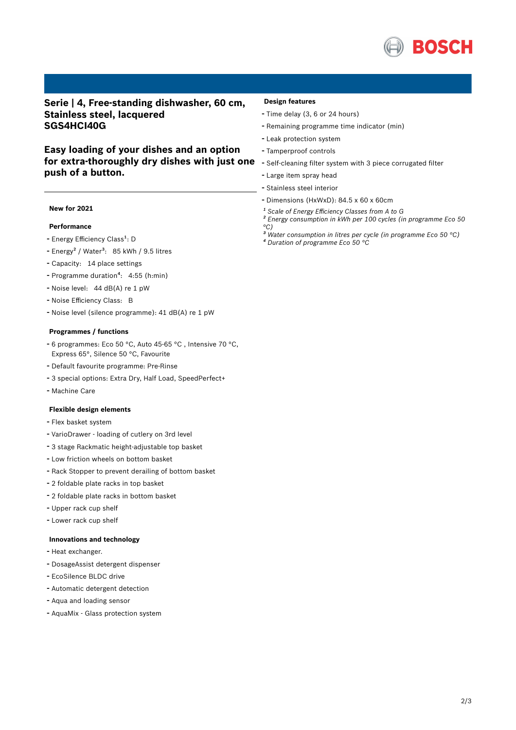# Serie | 4, Free-standing dishwasher, 60 cm, Stainless steel, lacquered SGS4HCI40G

## Easy loading of your dishes and an option for extra-thoroughly dry dishes with just one push of a button.

**New for 2021**

**Performance**

- Energy Efficiency Class[1]: D
- Energy[2] / Water[3]: 85 kWh / 9.5 litres
- Capacity: 14 place settings
- Programme duration[4]: 4:55 (h:min)
- Noise level: 44 dB(A) re 1 pW
- Noise Efficiency Class: B
- Noise level (silence programme): 41 dB(A) re 1 pW

**Programmes / functions**

- 6 programmes: Eco 50 °C, Auto 45-65 °C , Intensive 70 °C, Express 65°, Silence 50 °C, Favourite
- Default favourite programme: Pre-Rinse
- 3 special options: Extra Dry, Half Load, SpeedPerfect+
- Machine Care

**Flexible design elements**

- Flex basket system
- VarioDrawer - loading of cutlery on 3rd level
- 3 stage Rackmatic height-adjustable top basket
- Low friction wheels on bottom basket
- Rack Stopper to prevent derailing of bottom basket
- 2 foldable plate racks in top basket
- 2 foldable plate racks in bottom basket
- Upper rack cup shelf
- Lower rack cup shelf

**Innovations and technology**

- Heat exchanger.
- DosageAssist detergent dispenser
- EcoSilence BLDC drive
- Automatic detergent detection
- Aqua and loading sensor
- AquaMix - Glass protection system

**Design features**

- Time delay (3, 6 or 24 hours)
- Remaining programme time indicator (min)
- Leak protection system
- Tamperproof controls
- Self-cleaning filter system with 3 piece corrugated filter
- Large item spray head
- Stainless steel interior
- Dimensions (HxWxD): 84.5 x 60 x 60cm

*[1] Scale of Energy Efficiency Classes from A to G*
*[2] Energy consumption in kWh per 100 cycles (in programme Eco 50 °C)*
*[3] Water consumption in litres per cycle (in programme Eco 50 °C)*
*[4] Duration of programme Eco 50 °C*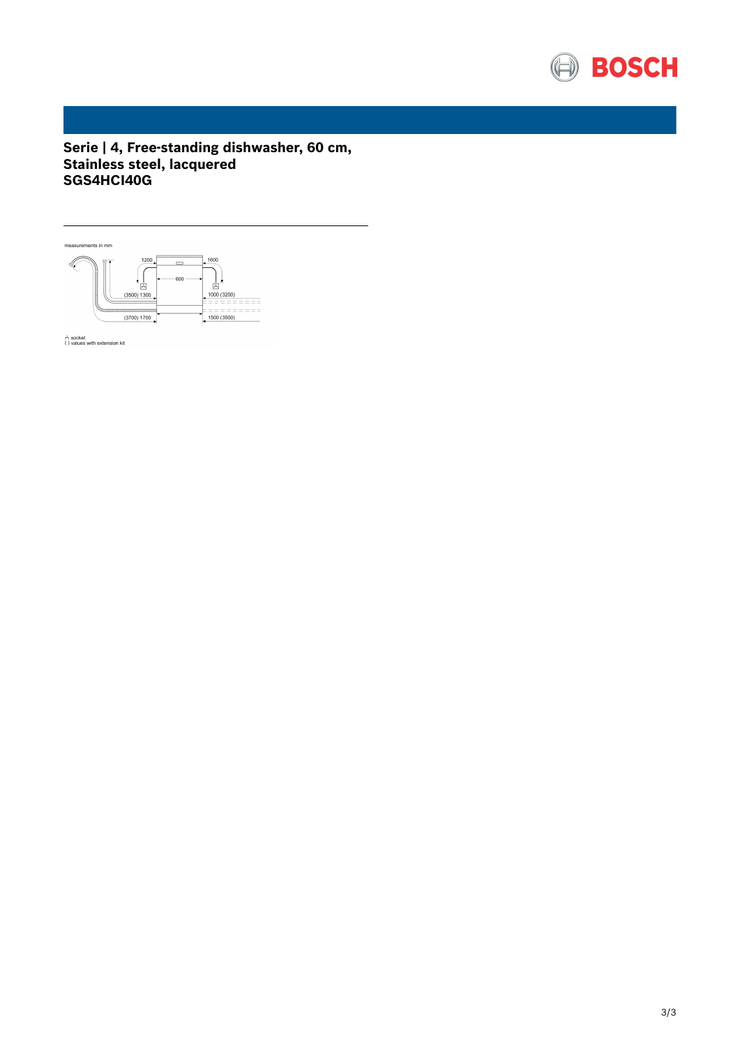**Serie | 4, Free-standing dishwasher, 60 cm, Stainless steel, lacquered SGS4HCI40G**

measurements in mm

1200

1600

600

(3500) 1300

1000 (3200)

(3700) 1700

1500 (3500)

socket
( ) values with extension kit